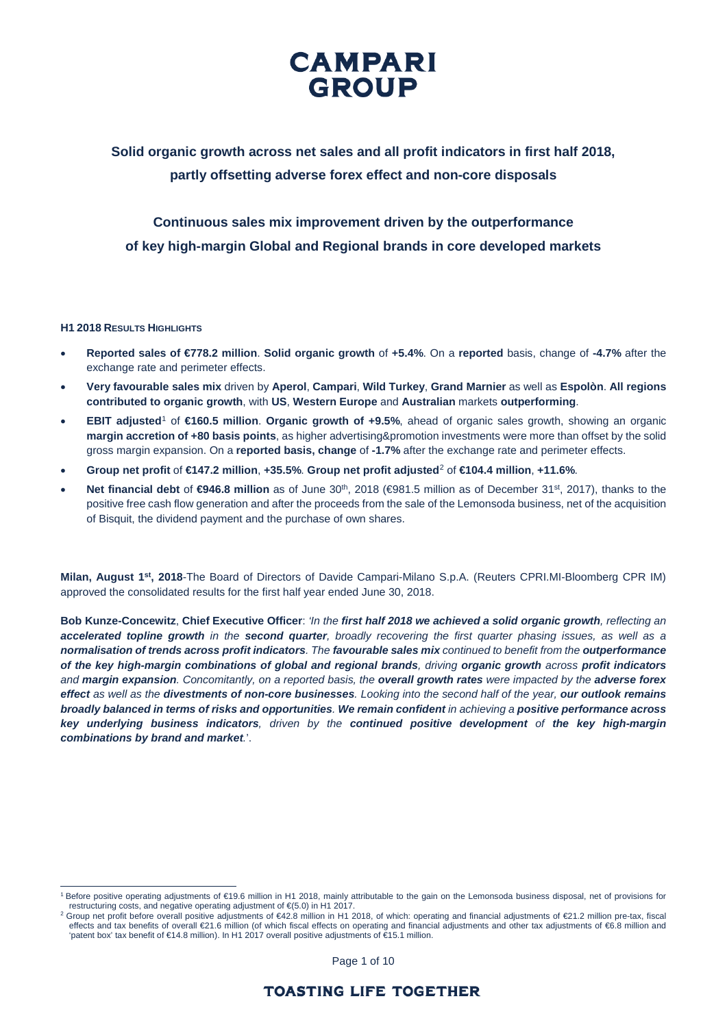# CAMPARI GROUP

## Solid organic growth across net sales and all profit indicators in first half 2018, partly offsetting adverse forex effect and non-core disposals

## Continuous sales mix improvement driven by the outperformance of key high-margin Global and Regional brands in core developed markets

**H1 2018 RESULTS HIGHLIGHTS**

- **Reported sales of €778.2 million**. **Solid organic growth** of **+5.4%**. On a **reported** basis, change of **-4.7%** after the exchange rate and perimeter effects.
- **Very favourable sales mix** driven by **Aperol**, **Campari**, **Wild Turkey**, **Grand Marnier** as well as **Espolòn**. **All regions contributed to organic growth**, with **US**, **Western Europe** and **Australian** markets **outperforming**.
- **EBIT adjusted**[1] of **€160.5 million**. **Organic growth of +9.5%**, ahead of organic sales growth, showing an organic **margin accretion of +80 basis points**, as higher advertising&promotion investments were more than offset by the solid gross margin expansion. On a **reported basis, change** of **-1.7%** after the exchange rate and perimeter effects.
- **Group net profit** of **€147.2 million**, **+35.5%**. **Group net profit adjusted**[2] of **€104.4 million**, **+11.6%**.
- **Net financial debt** of **€946.8 million** as of June 30th, 2018 (€981.5 million as of December 31st, 2017), thanks to the positive free cash flow generation and after the proceeds from the sale of the Lemonsoda business, net of the acquisition of Bisquit, the dividend payment and the purchase of own shares.

**Milan, August 1st, 2018**-The Board of Directors of Davide Campari-Milano S.p.A. (Reuters CPRI.MI-Bloomberg CPR IM) approved the consolidated results for the first half year ended June 30, 2018.

**Bob Kunze-Concewitz**, **Chief Executive Officer**: *'In the **first half 2018 we achieved a solid organic growth**, reflecting an **accelerated topline growth** in the **second quarter**, broadly recovering the first quarter phasing issues, as well as a **normalisation of trends across profit indicators**. The **favourable sales mix** continued to benefit from the **outperformance of the key high-margin combinations of global and regional brands**, driving **organic growth** across **profit indicators** and **margin expansion**. Concomitantly, on a reported basis, the **overall growth rates** were impacted by the **adverse forex effect** as well as the **divestments of non-core businesses**. Looking into the second half of the year, **our outlook remains broadly balanced in terms of risks and opportunities**. **We remain confident** in achieving a **positive performance across key underlying business indicators**, driven by the **continued positive development** of **the key high-margin combinations by brand and market**.'*.

---

[1] Before positive operating adjustments of €19.6 million in H1 2018, mainly attributable to the gain on the Lemonsoda business disposal, net of provisions for restructuring costs, and negative operating adjustment of €(5.0) in H1 2017.

[2] Group net profit before overall positive adjustments of €42.8 million in H1 2018, of which: operating and financial adjustments of €21.2 million pre-tax, fiscal effects and tax benefits of overall €21.6 million (of which fiscal effects on operating and financial adjustments and other tax adjustments of €6.8 million and 'patent box' tax benefit of €14.8 million). In H1 2017 overall positive adjustments of €15.1 million.

TOASTING LIFE TOGETHER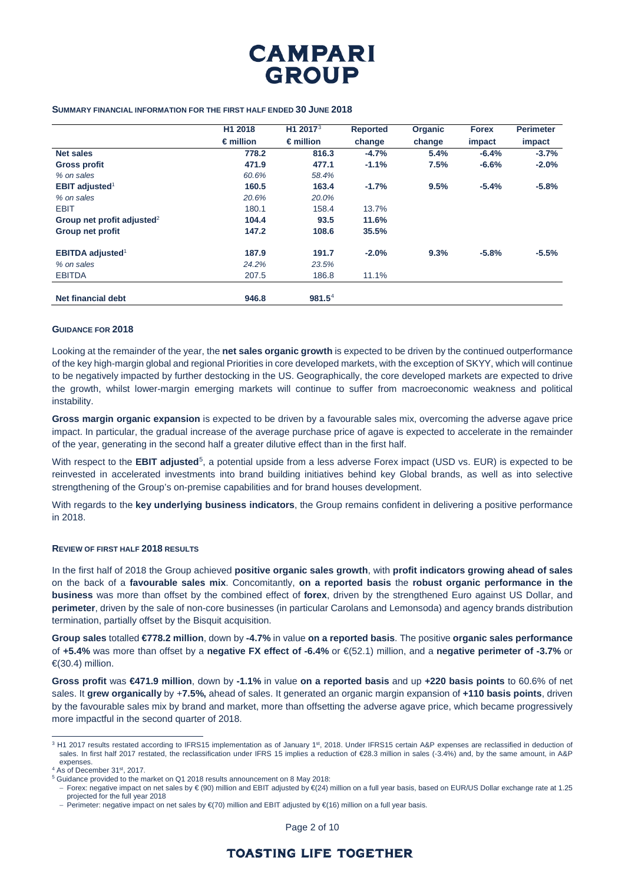### SUMMARY FINANCIAL INFORMATION FOR THE FIRST HALF ENDED 30 JUNE 2018

| | H1 2018 | H1 2017[3] | Reported | Organic | Forex | Perimeter |
|---|---|---|---|---|---|---|
| | € million | € million | change | change | impact | impact |
| **Net sales** | 778.2 | 816.3 | -4.7% | 5.4% | -6.4% | -3.7% |
| **Gross profit** | 471.9 | 477.1 | -1.1% | 7.5% | -6.6% | -2.0% |
| *% on sales* | *60.6%* | *58.4%* | | | | |
| **EBIT adjusted**[1] | 160.5 | 163.4 | -1.7% | 9.5% | -5.4% | -5.8% |
| *% on sales* | *20.6%* | *20.0%* | | | | |
| EBIT | 180.1 | 158.4 | 13.7% | | | |
| **Group net profit adjusted**[2] | 104.4 | 93.5 | 11.6% | | | |
| **Group net profit** | 147.2 | 108.6 | 35.5% | | | |
| **EBITDA adjusted**[1] | 187.9 | 191.7 | -2.0% | 9.3% | -5.8% | -5.5% |
| *% on sales* | *24.2%* | *23.5%* | | | | |
| EBITDA | 207.5 | 186.8 | 11.1% | | | |
| **Net financial debt** | 946.8 | 981.5[4] | | | | |

### GUIDANCE FOR 2018

Looking at the remainder of the year, the **net sales organic growth** is expected to be driven by the continued outperformance of the key high-margin global and regional Priorities in core developed markets, with the exception of SKYY, which will continue to be negatively impacted by further destocking in the US. Geographically, the core developed markets are expected to drive the growth, whilst lower-margin emerging markets will continue to suffer from macroeconomic weakness and political instability.

**Gross margin organic expansion** is expected to be driven by a favourable sales mix, overcoming the adverse agave price impact. In particular, the gradual increase of the average purchase price of agave is expected to accelerate in the remainder of the year, generating in the second half a greater dilutive effect than in the first half.

With respect to the **EBIT adjusted**[5], a potential upside from a less adverse Forex impact (USD vs. EUR) is expected to be reinvested in accelerated investments into brand building initiatives behind key Global brands, as well as into selective strengthening of the Group's on-premise capabilities and for brand houses development.

With regards to the **key underlying business indicators**, the Group remains confident in delivering a positive performance in 2018.

### REVIEW OF FIRST HALF 2018 RESULTS

In the first half of 2018 the Group achieved **positive organic sales growth**, with **profit indicators growing ahead of sales** on the back of a **favourable sales mix**. Concomitantly, **on a reported basis** the **robust organic performance in the business** was more than offset by the combined effect of **forex**, driven by the strengthened Euro against US Dollar, and **perimeter**, driven by the sale of non-core businesses (in particular Carolans and Lemonsoda) and agency brands distribution termination, partially offset by the Bisquit acquisition.

**Group sales** totalled **€778.2 million**, down by **-4.7%** in value **on a reported basis**. The positive **organic sales performance** of **+5.4%** was more than offset by a **negative FX effect of -6.4%** or €(52.1) million, and a **negative perimeter of -3.7%** or €(30.4) million.

**Gross profit** was **€471.9 million**, down by **-1.1%** in value **on a reported basis** and up **+220 basis points** to 60.6% of net sales. It **grew organically** by +**7.5%,** ahead of sales. It generated an organic margin expansion of **+110 basis points**, driven by the favourable sales mix by brand and market, more than offsetting the adverse agave price, which became progressively more impactful in the second quarter of 2018.

---

[3] H1 2017 results restated according to IFRS15 implementation as of January 1st, 2018. Under IFRS15 certain A&P expenses are reclassified in deduction of sales. In first half 2017 restated, the reclassification under IFRS 15 implies a reduction of €28.3 million in sales (-3.4%) and, by the same amount, in A&P expenses.

[4] As of December 31st, 2017.

[5] Guidance provided to the market on Q1 2018 results announcement on 8 May 2018:
- Forex: negative impact on net sales by € (90) million and EBIT adjusted by €(24) million on a full year basis, based on EUR/US Dollar exchange rate at 1.25 projected for the full year 2018
- Perimeter: negative impact on net sales by €(70) million and EBIT adjusted by €(16) million on a full year basis.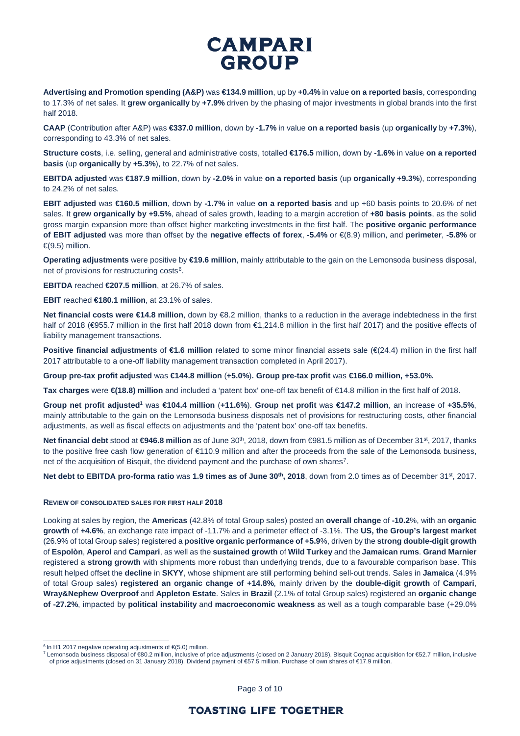**Advertising and Promotion spending (A&P)** was **€134.9 million**, up by **+0.4%** in value **on a reported basis**, corresponding to 17.3% of net sales. It **grew organically** by **+7.9%** driven by the phasing of major investments in global brands into the first half 2018.

**CAAP** (Contribution after A&P) was **€337.0 million**, down by **-1.7%** in value **on a reported basis** (up **organically** by **+7.3%**), corresponding to 43.3% of net sales.

**Structure costs**, i.e. selling, general and administrative costs, totalled **€176.5** million, down by **-1.6%** in value **on a reported basis** (up **organically** by **+5.3%**), to 22.7% of net sales.

**EBITDA adjusted** was **€187.9 million**, down by **-2.0%** in value **on a reported basis** (up **organically +9.3%**), corresponding to 24.2% of net sales.

**EBIT adjusted** was **€160.5 million**, down by **-1.7%** in value **on a reported basis** and up +60 basis points to 20.6% of net sales. It **grew organically by +9.5%**, ahead of sales growth, leading to a margin accretion of **+80 basis points**, as the solid gross margin expansion more than offset higher marketing investments in the first half. The **positive organic performance of EBIT adjusted** was more than offset by the **negative effects of forex**, **-5.4%** or €(8.9) million, and **perimeter**, **-5.8%** or €(9.5) million.

**Operating adjustments** were positive by **€19.6 million**, mainly attributable to the gain on the Lemonsoda business disposal, net of provisions for restructuring costs[6].

**EBITDA** reached **€207.5 million**, at 26.7% of sales.

**EBIT** reached **€180.1 million**, at 23.1% of sales.

**Net financial costs were €14.8 million**, down by €8.2 million, thanks to a reduction in the average indebtedness in the first half of 2018 (€955.7 million in the first half 2018 down from €1,214.8 million in the first half 2017) and the positive effects of liability management transactions.

**Positive financial adjustments** of **€1.6 million** related to some minor financial assets sale (€(24.4) million in the first half 2017 attributable to a one-off liability management transaction completed in April 2017).

**Group pre-tax profit adjusted** was **€144.8 million** (**+5.0%**). **Group pre-tax profit** was **€166.0 million, +53.0%.**

**Tax charges** were **€(18.8) million** and included a 'patent box' one-off tax benefit of €14.8 million in the first half of 2018.

**Group net profit adjusted**[1] was **€104.4 million** (**+11.6%**). **Group net profit** was **€147.2 million**, an increase of **+35.5%**, mainly attributable to the gain on the Lemonsoda business disposals net of provisions for restructuring costs, other financial adjustments, as well as fiscal effects on adjustments and the 'patent box' one-off tax benefits.

**Net financial debt** stood at **€946.8 million** as of June 30th, 2018, down from €981.5 million as of December 31st, 2017, thanks to the positive free cash flow generation of €110.9 million and after the proceeds from the sale of the Lemonsoda business, net of the acquisition of Bisquit, the dividend payment and the purchase of own shares[7].

**Net debt to EBITDA pro-forma ratio** was **1.9 times as of June 30th, 2018**, down from 2.0 times as of December 31st, 2017.

#### REVIEW OF CONSOLIDATED SALES FOR FIRST HALF 2018

Looking at sales by region, the **Americas** (42.8% of total Group sales) posted an **overall change** of **-10.2**%, with an **organic growth** of **+4.6%**, an exchange rate impact of -11.7% and a perimeter effect of -3.1%. The **US, the Group's largest market** (26.9% of total Group sales) registered a **positive organic performance of +5.9**%, driven by the **strong double-digit growth** of **Espolòn**, **Aperol** and **Campari**, as well as the **sustained growth** of **Wild Turkey** and the **Jamaican rums**. **Grand Marnier** registered a **strong growth** with shipments more robust than underlying trends, due to a favourable comparison base. This result helped offset the **decline** in **SKYY**, whose shipment are still performing behind sell-out trends. Sales in **Jamaica** (4.9% of total Group sales) **registered an organic change of +14.8%**, mainly driven by the **double-digit growth** of **Campari**, **Wray&Nephew Overproof** and **Appleton Estate**. Sales in **Brazil** (2.1% of total Group sales) registered an **organic change of -27.2%**, impacted by **political instability** and **macroeconomic weakness** as well as a tough comparable base (+29.0%

---

[6] In H1 2017 negative operating adjustments of €(5.0) million.

[7] Lemonsoda business disposal of €80.2 million, inclusive of price adjustments (closed on 2 January 2018). Bisquit Cognac acquisition for €52.7 million, inclusive of price adjustments (closed on 31 January 2018). Dividend payment of €57.5 million. Purchase of own shares of €17.9 million.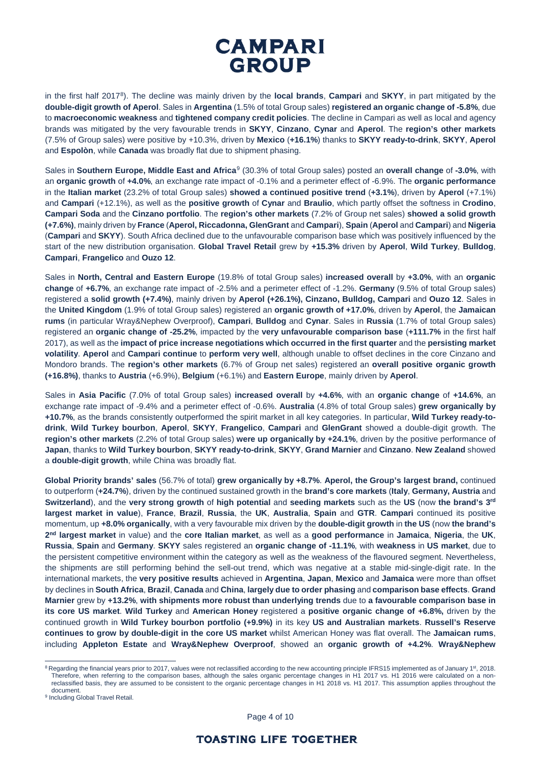in the first half 2017[8]). The decline was mainly driven by the **local brands**, **Campari** and **SKYY**, in part mitigated by the **double-digit growth of Aperol**. Sales in **Argentina** (1.5% of total Group sales) **registered an organic change of -5.8%**, due to **macroeconomic weakness** and **tightened company credit policies**. The decline in Campari as well as local and agency brands was mitigated by the very favourable trends in **SKYY**, **Cinzano**, **Cynar** and **Aperol**. The **region's other markets** (7.5% of Group sales) were positive by +10.3%, driven by **Mexico** (**+16.1%**) thanks to **SKYY ready-to-drink**, **SKYY**, **Aperol** and **Espolòn**, while **Canada** was broadly flat due to shipment phasing.

Sales in **Southern Europe, Middle East and Africa**[9] (30.3% of total Group sales) posted an **overall change** of **-3.0%**, with an **organic growth** of **+4.0%**, an exchange rate impact of -0.1% and a perimeter effect of -6.9%. The **organic performance** in the **Italian market** (23.2% of total Group sales) **showed a continued positive trend** (**+3.1%**), driven by **Aperol** (+7.1%) and **Campari** (+12.1%), as well as the **positive growth** of **Cynar** and **Braulio**, which partly offset the softness in **Crodino**, **Campari Soda** and the **Cinzano portfolio**. The **region's other markets** (7.2% of Group net sales) **showed a solid growth (+7.6%)**, mainly driven by **France** (**Aperol, Riccadonna, GlenGrant** and **Campari**), **Spain** (**Aperol** and **Campari**) and **Nigeria** (**Campari** and **SKYY**). South Africa declined due to the unfavourable comparison base which was positively influenced by the start of the new distribution organisation. **Global Travel Retail** grew by **+15.3%** driven by **Aperol**, **Wild Turkey**, **Bulldog**, **Campari**, **Frangelico** and **Ouzo 12**.

Sales in **North, Central and Eastern Europe** (19.8% of total Group sales) **increased overall** by **+3.0%**, with an **organic change** of **+6.7%**, an exchange rate impact of -2.5% and a perimeter effect of -1.2%. **Germany** (9.5% of total Group sales) registered a **solid growth (+7.4%)**, mainly driven by **Aperol (+26.1%), Cinzano, Bulldog, Campari** and **Ouzo 12**. Sales in the **United Kingdom** (1.9% of total Group sales) registered an **organic growth of +17.0%**, driven by **Aperol**, the **Jamaican rums** (in particular Wray&Nephew Overproof), **Campari**, **Bulldog** and **Cynar**. Sales in **Russia** (1.7% of total Group sales) registered an **organic change of -25.2%**, impacted by the **very unfavourable comparison base** (**+111.7%** in the first half 2017), as well as the **impact of price increase negotiations which occurred in the first quarter** and the **persisting market volatility**. **Aperol** and **Campari continue** to **perform very well**, although unable to offset declines in the core Cinzano and Mondoro brands. The **region's other markets** (6.7% of Group net sales) registered an **overall positive organic growth (+16.8%)**, thanks to **Austria** (+6.9%), **Belgium** (+6.1%) and **Eastern Europe**, mainly driven by **Aperol**.

Sales in **Asia Pacific** (7.0% of total Group sales) **increased overall** by **+4.6%**, with an **organic change** of **+14.6%**, an exchange rate impact of -9.4% and a perimeter effect of -0.6%. **Australia** (4.8% of total Group sales) **grew organically by +10.7%**, as the brands consistently outperformed the spirit market in all key categories. In particular, **Wild Turkey ready-to-drink**, **Wild Turkey bourbon**, **Aperol**, **SKYY**, **Frangelico**, **Campari** and **GlenGrant** showed a double-digit growth. The **region's other markets** (2.2% of total Group sales) **were up organically by +24.1%**, driven by the positive performance of **Japan**, thanks to **Wild Turkey bourbon**, **SKYY ready-to-drink**, **SKYY**, **Grand Marnier** and **Cinzano**. **New Zealand** showed a **double-digit growth**, while China was broadly flat.

**Global Priority brands' sales** (56.7% of total) **grew organically by +8.7%**. **Aperol, the Group's largest brand,** continued to outperform (**+24.7%**), driven by the continued sustained growth in the **brand's core markets** (**Italy**, **Germany, Austria** and **Switzerland**), and the **very strong growth** of **high potential** and **seeding markets** such as the **US** (now **the brand's 3rd largest market in value**), **France**, **Brazil**, **Russia**, the **UK**, **Australia**, **Spain** and **GTR**. **Campari** continued its positive momentum, up **+8.0% organically**, with a very favourable mix driven by the **double-digit growth** in **the US** (now **the brand's 2nd largest market** in value) and the **core Italian market**, as well as a **good performance** in **Jamaica**, **Nigeria**, the **UK**, **Russia**, **Spain** and **Germany**. **SKYY** sales registered an **organic change of -11.1%**, with **weakness** in **US market**, due to the persistent competitive environment within the category as well as the weakness of the flavoured segment. Nevertheless, the shipments are still performing behind the sell-out trend, which was negative at a stable mid-single-digit rate. In the international markets, the **very positive results** achieved in **Argentina**, **Japan**, **Mexico** and **Jamaica** were more than offset by declines in **South Africa**, **Brazil**, **Canada** and **China**, **largely due to order phasing** and **comparison base effects**. **Grand Marnier** grew by **+13.2%**, **with shipments more robust than underlying trends** due to **a favourable comparison base in its core US market**. **Wild Turkey** and **American Honey** registered a **positive organic change of +6.8%,** driven by the continued growth in **Wild Turkey bourbon portfolio (+9.9%)** in its key **US and Australian markets**. **Russell's Reserve continues to grow by double-digit in the core US market** whilst American Honey was flat overall. The **Jamaican rums**, including **Appleton Estate** and **Wray&Nephew Overproof**, showed an **organic growth of +4.2%**. **Wray&Nephew**

---

[8] Regarding the financial years prior to 2017, values were not reclassified according to the new accounting principle IFRS15 implemented as of January 1st, 2018. Therefore, when referring to the comparison bases, although the sales organic percentage changes in H1 2017 vs. H1 2016 were calculated on a non-reclassified basis, they are assumed to be consistent to the organic percentage changes in H1 2018 vs. H1 2017. This assumption applies throughout the document.

[9] Including Global Travel Retail.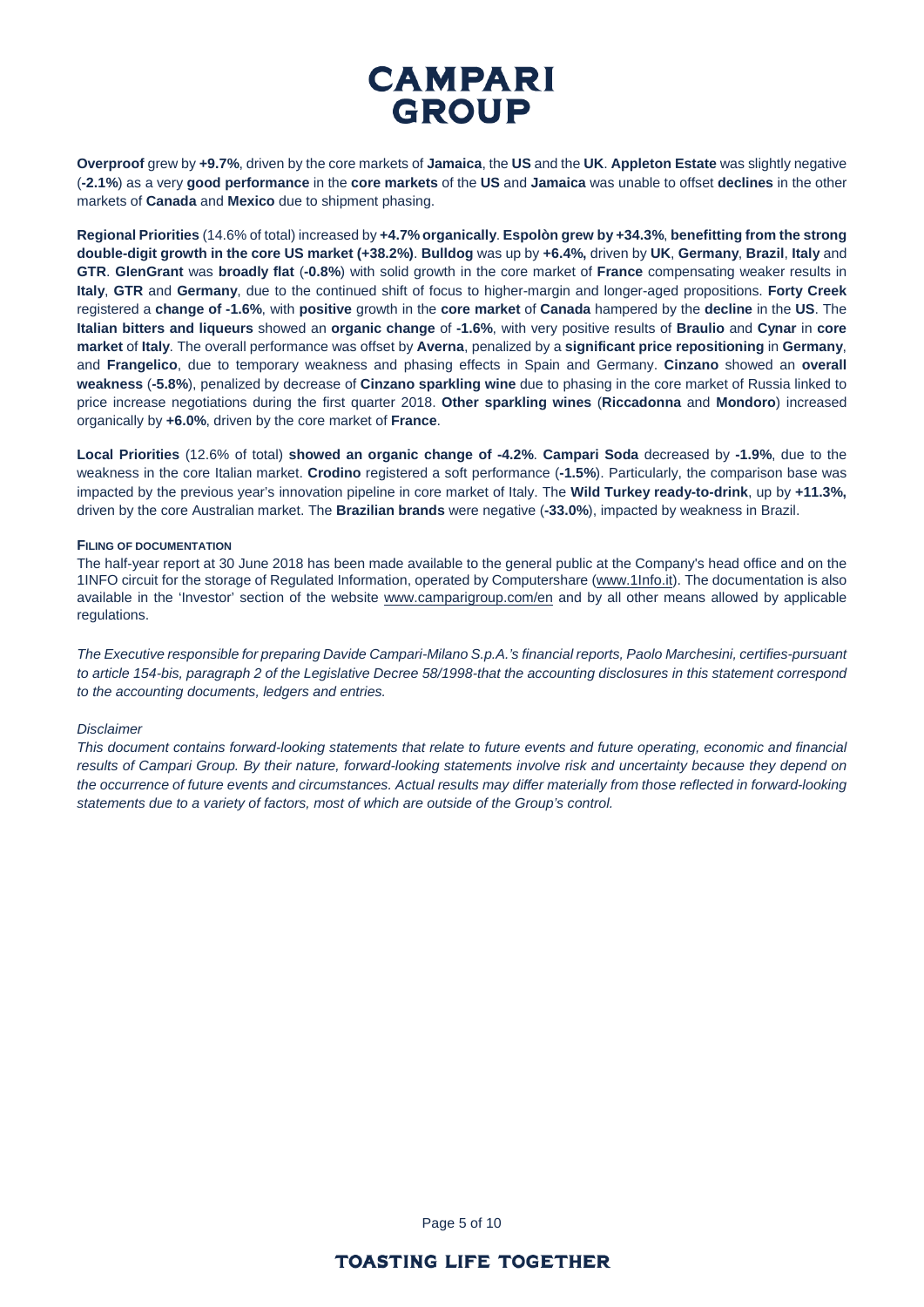**Overproof** grew by **+9.7%**, driven by the core markets of **Jamaica**, the **US** and the **UK**. **Appleton Estate** was slightly negative (**-2.1%**) as a very **good performance** in the **core markets** of the **US** and **Jamaica** was unable to offset **declines** in the other markets of **Canada** and **Mexico** due to shipment phasing.

**Regional Priorities** (14.6% of total) increased by **+4.7% organically**. **Espolòn grew by +34.3%**, **benefitting from the strong double-digit growth in the core US market (+38.2%)**. **Bulldog** was up by **+6.4%,** driven by **UK**, **Germany**, **Brazil**, **Italy** and **GTR**. **GlenGrant** was **broadly flat** (**-0.8%**) with solid growth in the core market of **France** compensating weaker results in **Italy**, **GTR** and **Germany**, due to the continued shift of focus to higher-margin and longer-aged propositions. **Forty Creek** registered a **change of -1.6%**, with **positive** growth in the **core market** of **Canada** hampered by the **decline** in the **US**. The **Italian bitters and liqueurs** showed an **organic change** of **-1.6%**, with very positive results of **Braulio** and **Cynar** in **core market** of **Italy**. The overall performance was offset by **Averna**, penalized by a **significant price repositioning** in **Germany**, and **Frangelico**, due to temporary weakness and phasing effects in Spain and Germany. **Cinzano** showed an **overall weakness** (**-5.8%**), penalized by decrease of **Cinzano sparkling wine** due to phasing in the core market of Russia linked to price increase negotiations during the first quarter 2018. **Other sparkling wines** (**Riccadonna** and **Mondoro**) increased organically by **+6.0%**, driven by the core market of **France**.

**Local Priorities** (12.6% of total) **showed an organic change of -4.2%**. **Campari Soda** decreased by **-1.9%**, due to the weakness in the core Italian market. **Crodino** registered a soft performance (**-1.5%**). Particularly, the comparison base was impacted by the previous year's innovation pipeline in core market of Italy. The **Wild Turkey ready-to-drink**, up by **+11.3%,** driven by the core Australian market. The **Brazilian brands** were negative (**-33.0%**), impacted by weakness in Brazil.

**FILING OF DOCUMENTATION**

The half-year report at 30 June 2018 has been made available to the general public at the Company's head office and on the 1INFO circuit for the storage of Regulated Information, operated by Computershare (www.1Info.it). The documentation is also available in the 'Investor' section of the website www.camparigroup.com/en and by all other means allowed by applicable regulations.

*The Executive responsible for preparing Davide Campari-Milano S.p.A.'s financial reports, Paolo Marchesini, certifies-pursuant to article 154-bis, paragraph 2 of the Legislative Decree 58/1998-that the accounting disclosures in this statement correspond to the accounting documents, ledgers and entries.*

*Disclaimer*

*This document contains forward-looking statements that relate to future events and future operating, economic and financial results of Campari Group. By their nature, forward-looking statements involve risk and uncertainty because they depend on the occurrence of future events and circumstances. Actual results may differ materially from those reflected in forward-looking statements due to a variety of factors, most of which are outside of the Group's control.*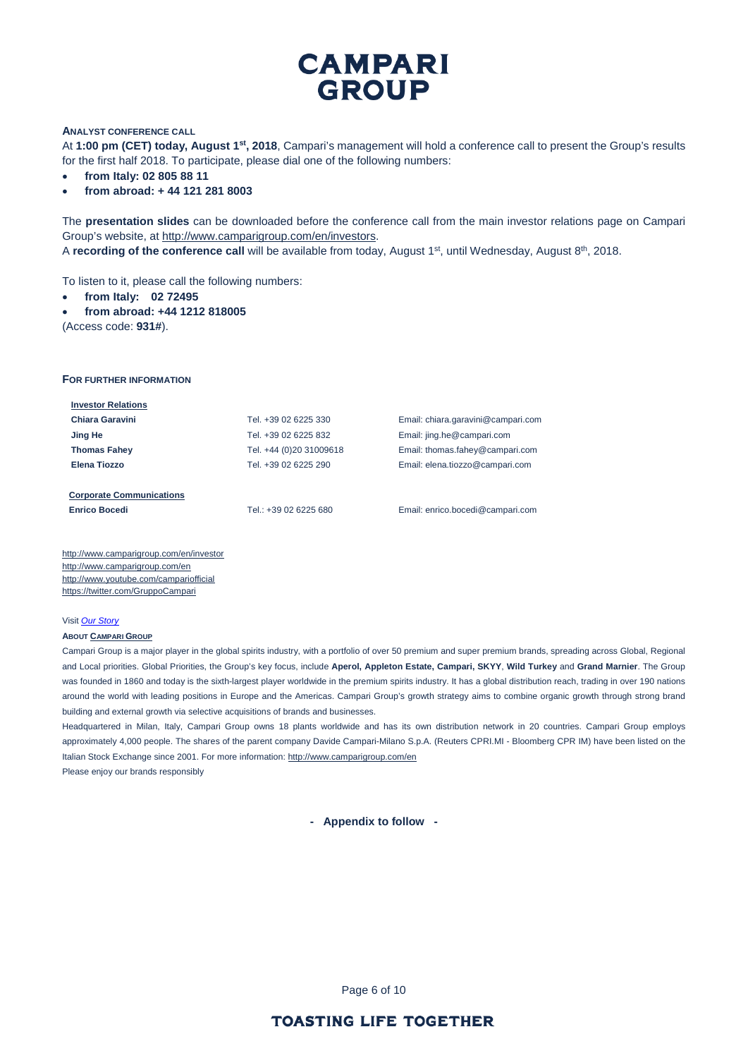## ANALYST CONFERENCE CALL

At **1:00 pm (CET) today, August 1st, 2018**, Campari's management will hold a conference call to present the Group's results for the first half 2018. To participate, please dial one of the following numbers:

- **from Italy: 02 805 88 11**
- **from abroad: + 44 121 281 8003**

The **presentation slides** can be downloaded before the conference call from the main investor relations page on Campari Group's website, at http://www.camparigroup.com/en/investors.

A **recording of the conference call** will be available from today, August 1st, until Wednesday, August 8th, 2018.

To listen to it, please call the following numbers:

- **from Italy: 02 72495**
- **from abroad: +44 1212 818005**

(Access code: **931#**).

## FOR FURTHER INFORMATION

**Investor Relations**

| | | |
|---|---|---|
| **Chiara Garavini** | Tel. +39 02 6225 330 | Email: chiara.garavini@campari.com |
| **Jing He** | Tel. +39 02 6225 832 | Email: jing.he@campari.com |
| **Thomas Fahey** | Tel. +44 (0)20 31009618 | Email: thomas.fahey@campari.com |
| **Elena Tiozzo** | Tel. +39 02 6225 290 | Email: elena.tiozzo@campari.com |

**Corporate Communications**

| | | |
|---|---|---|
| **Enrico Bocedi** | Tel.: +39 02 6225 680 | Email: enrico.bocedi@campari.com |

http://www.camparigroup.com/en/investor
http://www.camparigroup.com/en
http://www.youtube.com/campariofficial
https://twitter.com/GruppoCampari

Visit *Our Story*

**ABOUT CAMPARI GROUP**

Campari Group is a major player in the global spirits industry, with a portfolio of over 50 premium and super premium brands, spreading across Global, Regional and Local priorities. Global Priorities, the Group's key focus, include **Aperol, Appleton Estate, Campari, SKYY**, **Wild Turkey** and **Grand Marnier**. The Group was founded in 1860 and today is the sixth-largest player worldwide in the premium spirits industry. It has a global distribution reach, trading in over 190 nations around the world with leading positions in Europe and the Americas. Campari Group's growth strategy aims to combine organic growth through strong brand building and external growth via selective acquisitions of brands and businesses.

Headquartered in Milan, Italy, Campari Group owns 18 plants worldwide and has its own distribution network in 20 countries. Campari Group employs approximately 4,000 people. The shares of the parent company Davide Campari-Milano S.p.A. (Reuters CPRI.MI - Bloomberg CPR IM) have been listed on the Italian Stock Exchange since 2001. For more information: http://www.camparigroup.com/en

Please enjoy our brands responsibly

**- Appendix to follow -**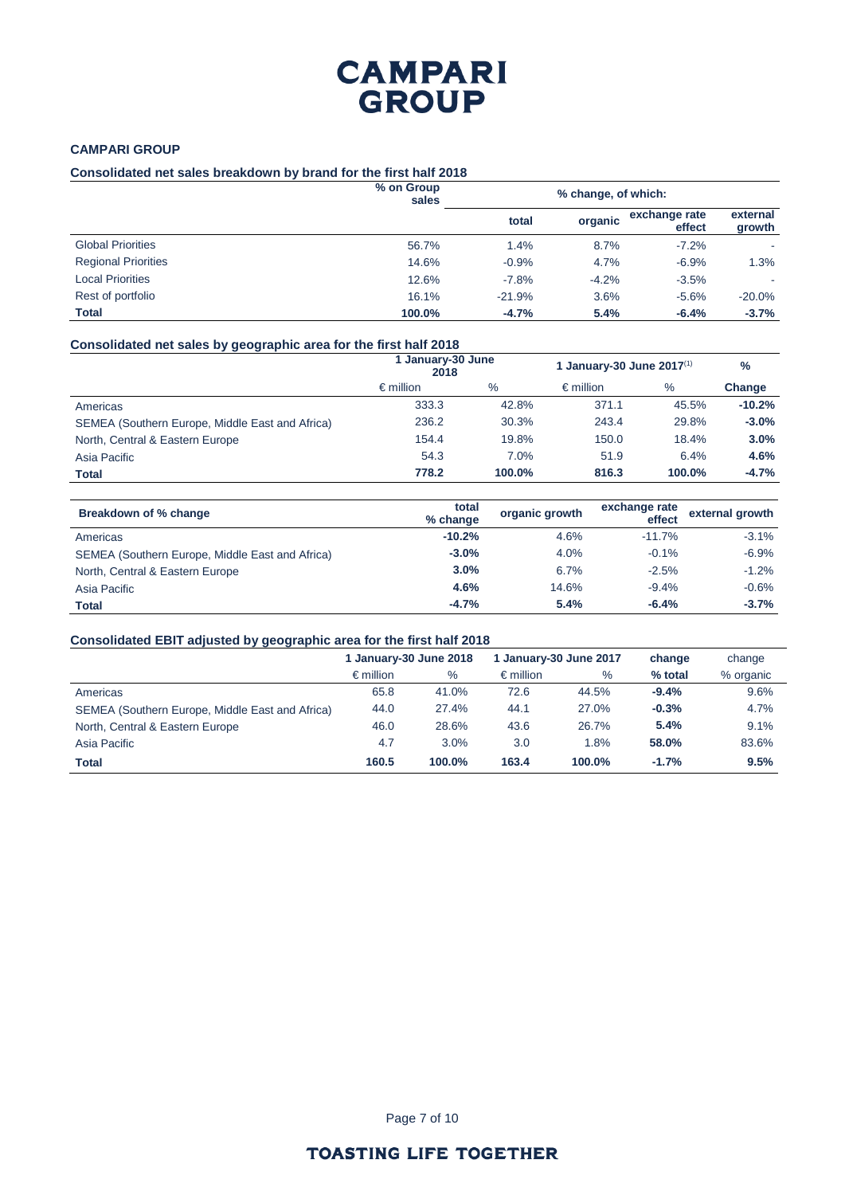# CAMPARI GROUP

**CAMPARI GROUP**

**Consolidated net sales breakdown by brand for the first half 2018**

| | % on Group sales | % change, of which: | | | |
|---|---|---|---|---|---|
| | | total | organic | exchange rate effect | external growth |
| Global Priorities | 56.7% | 1.4% | 8.7% | -7.2% | - |
| Regional Priorities | 14.6% | -0.9% | 4.7% | -6.9% | 1.3% |
| Local Priorities | 12.6% | -7.8% | -4.2% | -3.5% | - |
| Rest of portfolio | 16.1% | -21.9% | 3.6% | -5.6% | -20.0% |
| **Total** | **100.0%** | **-4.7%** | **5.4%** | **-6.4%** | **-3.7%** |

**Consolidated net sales by geographic area for the first half 2018**

| | 1 January-30 June 2018 | | 1 January-30 June 2017[1] | | % |
|---|---|---|---|---|---|
| | € million | % | € million | % | **Change** |
| Americas | 333.3 | 42.8% | 371.1 | 45.5% | **-10.2%** |
| SEMEA (Southern Europe, Middle East and Africa) | 236.2 | 30.3% | 243.4 | 29.8% | **-3.0%** |
| North, Central & Eastern Europe | 154.4 | 19.8% | 150.0 | 18.4% | **3.0%** |
| Asia Pacific | 54.3 | 7.0% | 51.9 | 6.4% | **4.6%** |
| **Total** | **778.2** | **100.0%** | **816.3** | **100.0%** | **-4.7%** |

| **Breakdown of % change** | total % change | organic growth | exchange rate effect | external growth |
|---|---|---|---|---|
| Americas | **-10.2%** | 4.6% | -11.7% | -3.1% |
| SEMEA (Southern Europe, Middle East and Africa) | **-3.0%** | 4.0% | -0.1% | -6.9% |
| North, Central & Eastern Europe | **3.0%** | 6.7% | -2.5% | -1.2% |
| Asia Pacific | **4.6%** | 14.6% | -9.4% | -0.6% |
| **Total** | **-4.7%** | **5.4%** | **-6.4%** | **-3.7%** |

**Consolidated EBIT adjusted by geographic area for the first half 2018**

| | 1 January-30 June 2018 | | 1 January-30 June 2017 | | change | change |
|---|---|---|---|---|---|---|
| | € million | % | € million | % | **% total** | % organic |
| Americas | 65.8 | 41.0% | 72.6 | 44.5% | **-9.4%** | 9.6% |
| SEMEA (Southern Europe, Middle East and Africa) | 44.0 | 27.4% | 44.1 | 27.0% | **-0.3%** | 4.7% |
| North, Central & Eastern Europe | 46.0 | 28.6% | 43.6 | 26.7% | **5.4%** | 9.1% |
| Asia Pacific | 4.7 | 3.0% | 3.0 | 1.8% | **58.0%** | 83.6% |
| **Total** | **160.5** | **100.0%** | **163.4** | **100.0%** | **-1.7%** | **9.5%** |

**TOASTING LIFE TOGETHER**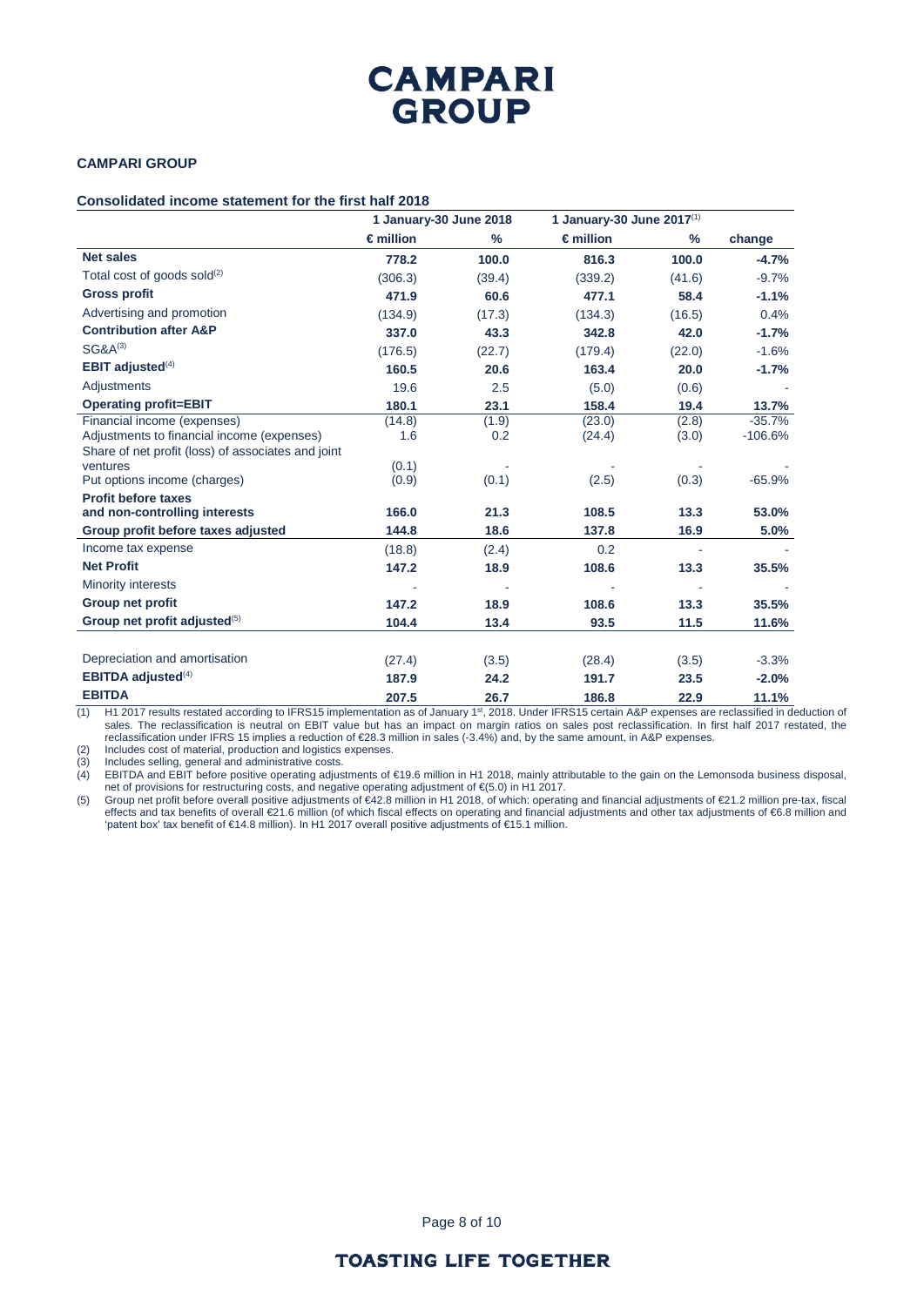## CAMPARI GROUP

### Consolidated income statement for the first half 2018

| | 1 January-30 June 2018 | | 1 January-30 June 2017[(1)] | | |
|---|---|---|---|---|---|
| | € million | % | € million | % | change |
| **Net sales** | **778.2** | **100.0** | **816.3** | **100.0** | **-4.7%** |
| Total cost of goods sold[(2)] | (306.3) | (39.4) | (339.2) | (41.6) | -9.7% |
| **Gross profit** | **471.9** | **60.6** | **477.1** | **58.4** | **-1.1%** |
| Advertising and promotion | (134.9) | (17.3) | (134.3) | (16.5) | 0.4% |
| **Contribution after A&P** | **337.0** | **43.3** | **342.8** | **42.0** | **-1.7%** |
| SG&A[(3)] | (176.5) | (22.7) | (179.4) | (22.0) | -1.6% |
| **EBIT adjusted**[(4)] | **160.5** | **20.6** | **163.4** | **20.0** | **-1.7%** |
| Adjustments | 19.6 | 2.5 | (5.0) | (0.6) | - |
| **Operating profit=EBIT** | **180.1** | **23.1** | **158.4** | **19.4** | **13.7%** |
| Financial income (expenses) | (14.8) | (1.9) | (23.0) | (2.8) | -35.7% |
| Adjustments to financial income (expenses) | 1.6 | 0.2 | (24.4) | (3.0) | -106.6% |
| Share of net profit (loss) of associates and joint ventures | (0.1) | - | - | - | - |
| Put options income (charges) | (0.9) | (0.1) | (2.5) | (0.3) | -65.9% |
| **Profit before taxes and non-controlling interests** | **166.0** | **21.3** | **108.5** | **13.3** | **53.0%** |
| **Group profit before taxes adjusted** | **144.8** | **18.6** | **137.8** | **16.9** | **5.0%** |
| Income tax expense | (18.8) | (2.4) | 0.2 | - | - |
| **Net Profit** | **147.2** | **18.9** | **108.6** | **13.3** | **35.5%** |
| Minority interests | - | - | - | - | - |
| **Group net profit** | **147.2** | **18.9** | **108.6** | **13.3** | **35.5%** |
| **Group net profit adjusted**[(5)] | **104.4** | **13.4** | **93.5** | **11.5** | **11.6%** |
| | | | | | |
| Depreciation and amortisation | (27.4) | (3.5) | (28.4) | (3.5) | -3.3% |
| **EBITDA adjusted**[(4)] | **187.9** | **24.2** | **191.7** | **23.5** | **-2.0%** |
| **EBITDA** | **207.5** | **26.7** | **186.8** | **22.9** | **11.1%** |

(1) H1 2017 results restated according to IFRS15 implementation as of January 1st, 2018. Under IFRS15 certain A&P expenses are reclassified in deduction of sales. The reclassification is neutral on EBIT value but has an impact on margin ratios on sales post reclassification. In first half 2017 restated, the reclassification under IFRS 15 implies a reduction of €28.3 million in sales (-3.4%) and, by the same amount, in A&P expenses.

(2) Includes cost of material, production and logistics expenses.

(3) Includes selling, general and administrative costs.

(4) EBITDA and EBIT before positive operating adjustments of €19.6 million in H1 2018, mainly attributable to the gain on the Lemonsoda business disposal, net of provisions for restructuring costs, and negative operating adjustment of €(5.0) in H1 2017.

(5) Group net profit before overall positive adjustments of €42.8 million in H1 2018, of which: operating and financial adjustments of €21.2 million pre-tax, fiscal effects and tax benefits of overall €21.6 million (of which fiscal effects on operating and financial adjustments and other tax adjustments of €6.8 million and 'patent box' tax benefit of €14.8 million). In H1 2017 overall positive adjustments of €15.1 million.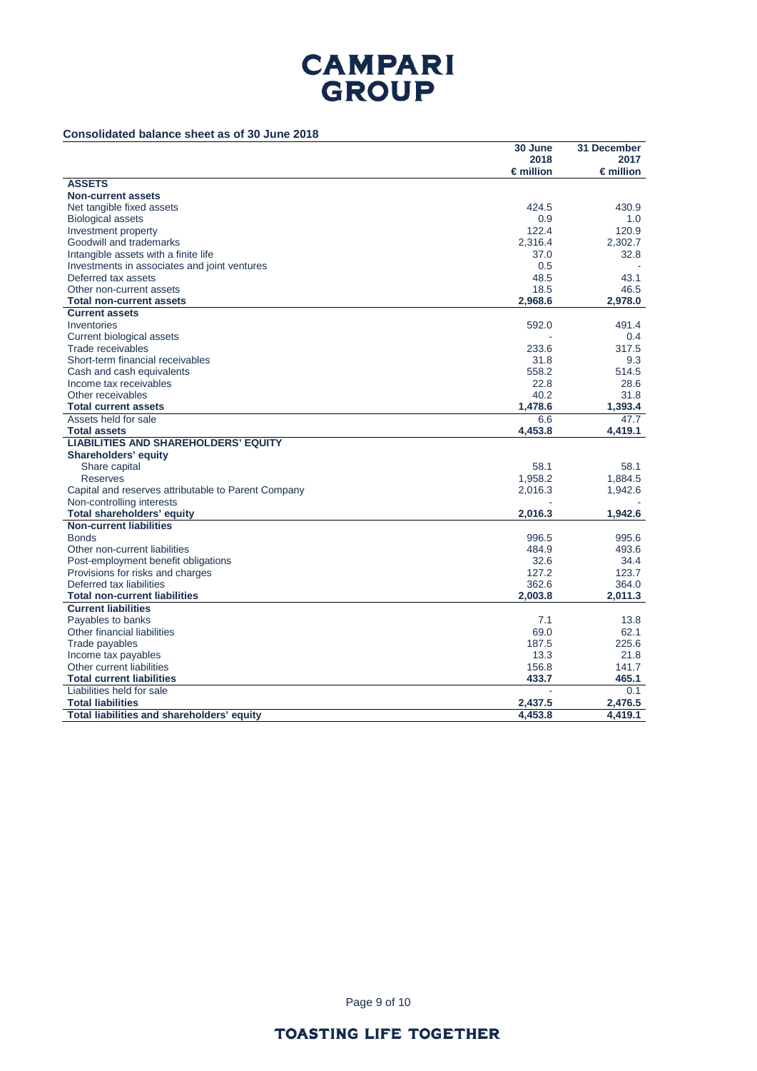**Consolidated balance sheet as of 30 June 2018**

| | 30 June 2018 € million | 31 December 2017 € million |
|---|---|---|
| **ASSETS** | | |
| **Non-current assets** | | |
| Net tangible fixed assets | 424.5 | 430.9 |
| Biological assets | 0.9 | 1.0 |
| Investment property | 122.4 | 120.9 |
| Goodwill and trademarks | 2,316.4 | 2,302.7 |
| Intangible assets with a finite life | 37.0 | 32.8 |
| Investments in associates and joint ventures | 0.5 | - |
| Deferred tax assets | 48.5 | 43.1 |
| Other non-current assets | 18.5 | 46.5 |
| **Total non-current assets** | **2,968.6** | **2,978.0** |
| **Current assets** | | |
| Inventories | 592.0 | 491.4 |
| Current biological assets | - | 0.4 |
| Trade receivables | 233.6 | 317.5 |
| Short-term financial receivables | 31.8 | 9.3 |
| Cash and cash equivalents | 558.2 | 514.5 |
| Income tax receivables | 22.8 | 28.6 |
| Other receivables | 40.2 | 31.8 |
| **Total current assets** | **1,478.6** | **1,393.4** |
| Assets held for sale | 6.6 | 47.7 |
| **Total assets** | **4,453.8** | **4,419.1** |
| **LIABILITIES AND SHAREHOLDERS' EQUITY** | | |
| **Shareholders' equity** | | |
| Share capital | 58.1 | 58.1 |
| Reserves | 1,958.2 | 1,884.5 |
| Capital and reserves attributable to Parent Company | 2,016.3 | 1,942.6 |
| Non-controlling interests | - | - |
| **Total shareholders' equity** | **2,016.3** | **1,942.6** |
| **Non-current liabilities** | | |
| Bonds | 996.5 | 995.6 |
| Other non-current liabilities | 484.9 | 493.6 |
| Post-employment benefit obligations | 32.6 | 34.4 |
| Provisions for risks and charges | 127.2 | 123.7 |
| Deferred tax liabilities | 362.6 | 364.0 |
| **Total non-current liabilities** | **2,003.8** | **2,011.3** |
| **Current liabilities** | | |
| Payables to banks | 7.1 | 13.8 |
| Other financial liabilities | 69.0 | 62.1 |
| Trade payables | 187.5 | 225.6 |
| Income tax payables | 13.3 | 21.8 |
| Other current liabilities | 156.8 | 141.7 |
| **Total current liabilities** | **433.7** | **465.1** |
| Liabilities held for sale | - | 0.1 |
| **Total liabilities** | **2,437.5** | **2,476.5** |
| **Total liabilities and shareholders' equity** | **4,453.8** | **4,419.1** |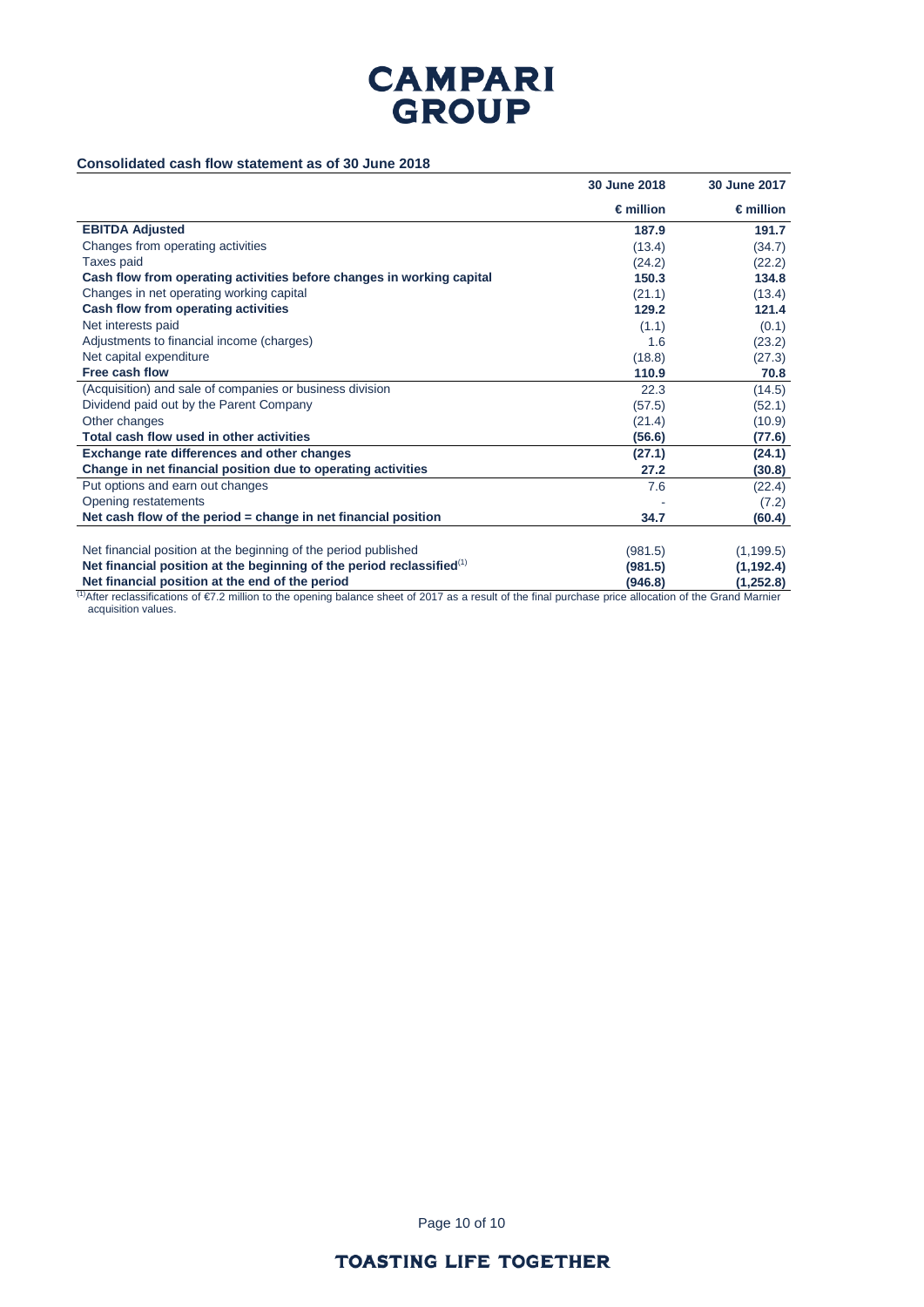**Consolidated cash flow statement as of 30 June 2018**

| | 30 June 2018 | 30 June 2017 |
|---|---|---|
| | € million | € million |
| **EBITDA Adjusted** | **187.9** | **191.7** |
| Changes from operating activities | (13.4) | (34.7) |
| Taxes paid | (24.2) | (22.2) |
| **Cash flow from operating activities before changes in working capital** | **150.3** | **134.8** |
| Changes in net operating working capital | (21.1) | (13.4) |
| **Cash flow from operating activities** | **129.2** | **121.4** |
| Net interests paid | (1.1) | (0.1) |
| Adjustments to financial income (charges) | 1.6 | (23.2) |
| Net capital expenditure | (18.8) | (27.3) |
| **Free cash flow** | **110.9** | **70.8** |
| (Acquisition) and sale of companies or business division | 22.3 | (14.5) |
| Dividend paid out by the Parent Company | (57.5) | (52.1) |
| Other changes | (21.4) | (10.9) |
| **Total cash flow used in other activities** | **(56.6)** | **(77.6)** |
| **Exchange rate differences and other changes** | **(27.1)** | **(24.1)** |
| **Change in net financial position due to operating activities** | **27.2** | **(30.8)** |
| Put options and earn out changes | 7.6 | (22.4) |
| Opening restatements | - | (7.2) |
| **Net cash flow of the period = change in net financial position** | **34.7** | **(60.4)** |
| | | |
| Net financial position at the beginning of the period published | (981.5) | (1,199.5) |
| **Net financial position at the beginning of the period reclassified[(1)]** | **(981.5)** | **(1,192.4)** |
| **Net financial position at the end of the period** | **(946.8)** | **(1,252.8)** |

[(1)]After reclassifications of €7.2 million to the opening balance sheet of 2017 as a result of the final purchase price allocation of the Grand Marnier acquisition values.